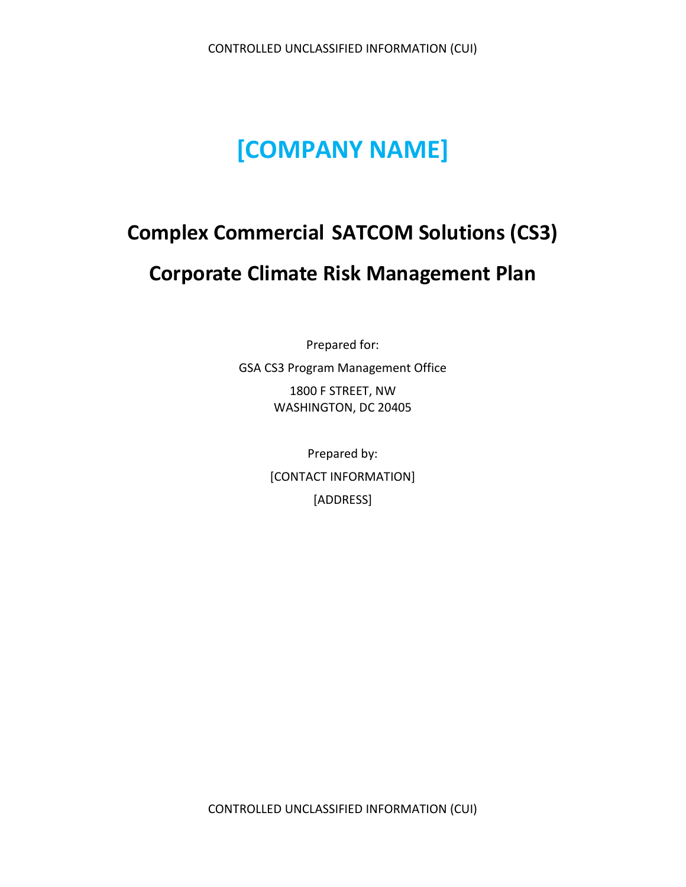# [COMPANY NAME]

## Complex Commercial SATCOM Solutions (CS3)

## Corporate Climate Risk Management Plan

Prepared for:

GSA CS3 Program Management Office

1800 F STREET, NW
WASHINGTON, DC 20405

Prepared by:

[CONTACT INFORMATION]

[ADDRESS]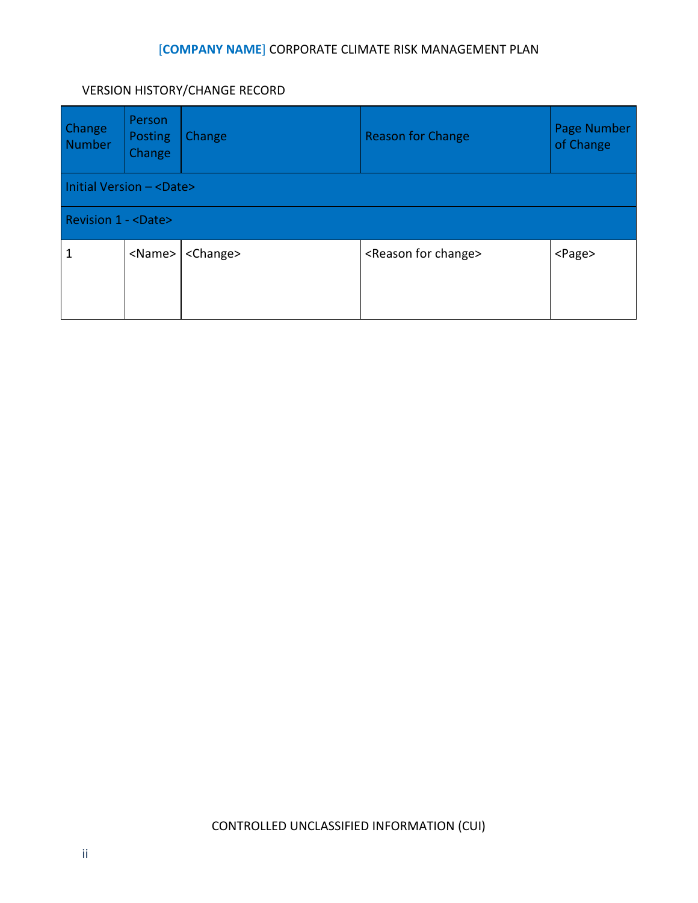VERSION HISTORY/CHANGE RECORD

| Change Number | Person Posting Change | Change | Reason for Change | Page Number of Change |
|---|---|---|---|---|
| Initial Version – <Date> | | | | |
| Revision 1 - <Date> | | | | |
| 1 | <Name> | <Change> | <Reason for change> | <Page> |

CONTROLLED UNCLASSIFIED INFORMATION (CUI)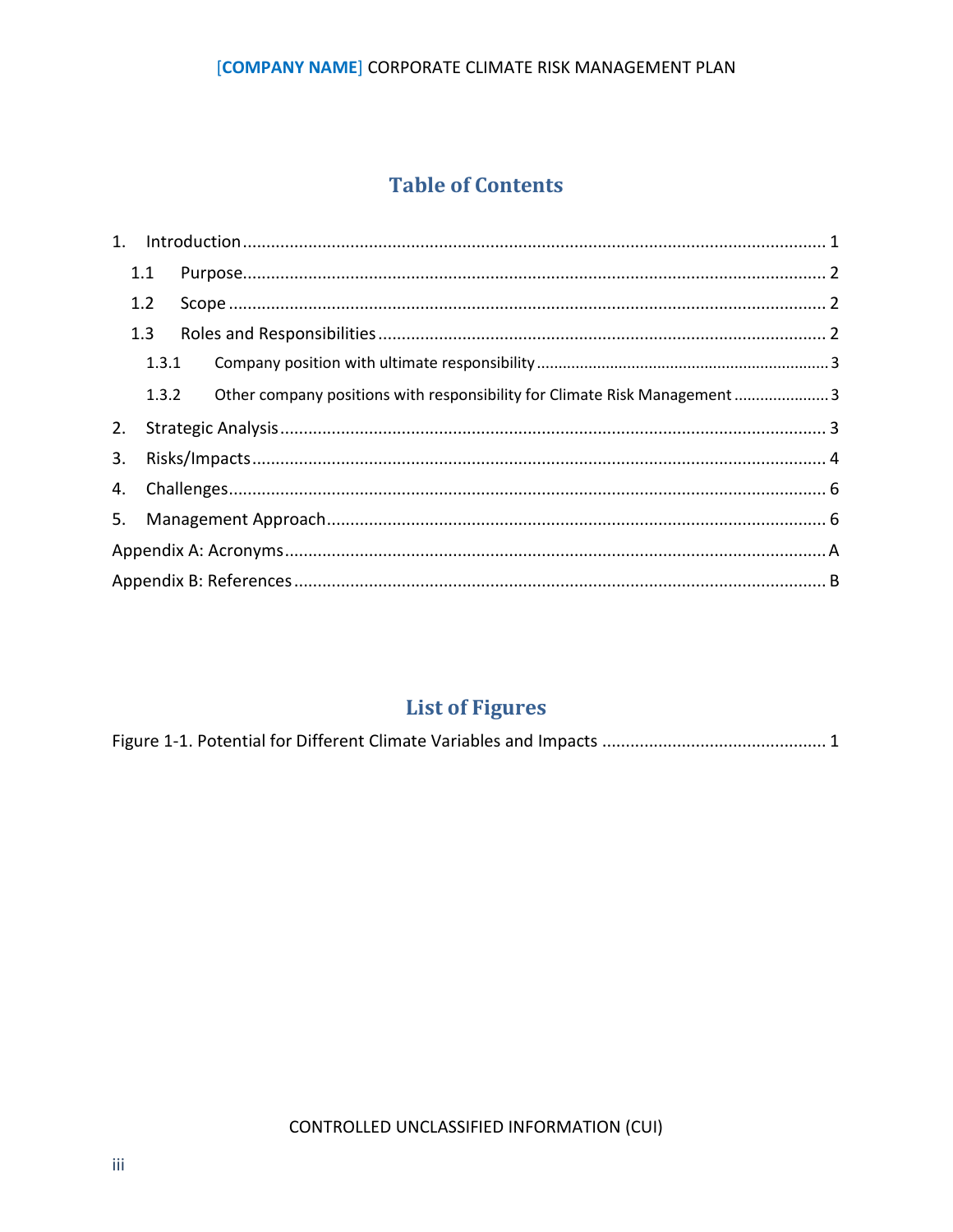# Table of Contents

1. Introduction ..... 1
   - 1.1 Purpose ..... 2
   - 1.2 Scope ..... 2
   - 1.3 Roles and Responsibilities ..... 2
     - 1.3.1 Company position with ultimate responsibility ..... 3
     - 1.3.2 Other company positions with responsibility for Climate Risk Management ..... 3
2. Strategic Analysis ..... 3
3. Risks/Impacts ..... 4
4. Challenges ..... 6
5. Management Approach ..... 6

Appendix A: Acronyms ..... A

Appendix B: References ..... B

# List of Figures

Figure 1-1. Potential for Different Climate Variables and Impacts ..... 1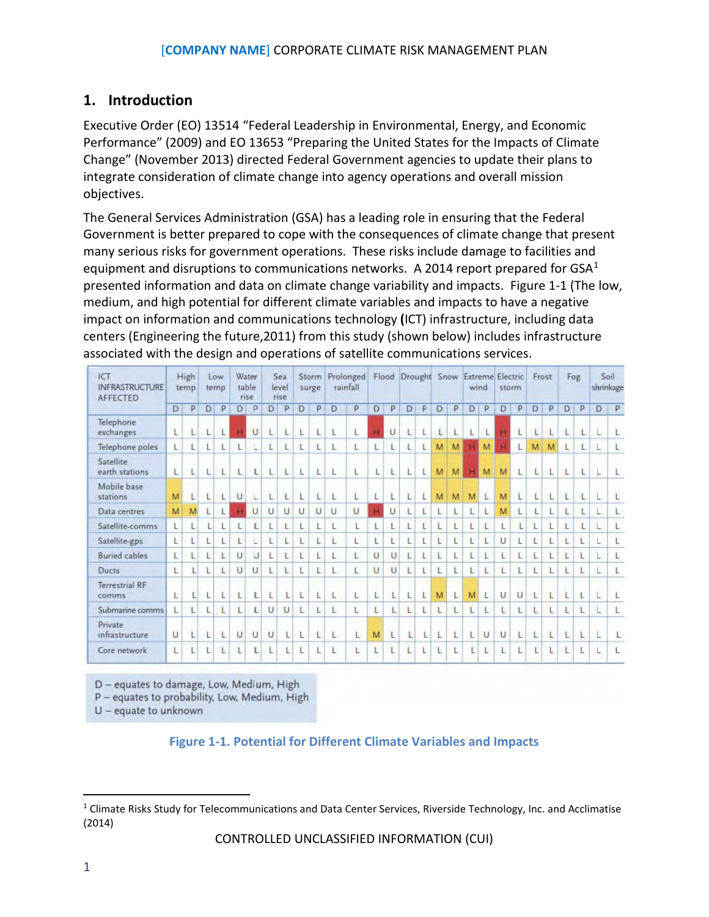## 1. Introduction

Executive Order (EO) 13514 "Federal Leadership in Environmental, Energy, and Economic Performance" (2009) and EO 13653 "Preparing the United States for the Impacts of Climate Change" (November 2013) directed Federal Government agencies to update their plans to integrate consideration of climate change into agency operations and overall mission objectives.

The General Services Administration (GSA) has a leading role in ensuring that the Federal Government is better prepared to cope with the consequences of climate change that present many serious risks for government operations. These risks include damage to facilities and equipment and disruptions to communications networks. A 2014 report prepared for GSA[1] presented information and data on climate change variability and impacts. Figure 1-1 (The low, medium, and high potential for different climate variables and impacts to have a negative impact on information and communications technology **(**ICT) infrastructure, including data centers (Engineering the future,2011) from this study (shown below) includes infrastructure associated with the design and operations of satellite communications services.

| ICT INFRASTRUCTURE AFFECTED | High temp | | Low temp | | Water table rise | | Sea level rise | | Storm surge | | Prolonged rainfall | | Flood | | Drought | | Snow | | Extreme wind | | Electric storm | | Frost | | Fog | | Soil shrinkage | |
|---|---|---|---|---|---|---|---|---|---|---|---|---|---|---|---|---|---|---|---|---|---|---|---|---|---|---|---|---|
| | D | P | D | P | D | P | D | P | D | P | D | P | D | P | D | P | D | P | D | P | D | P | D | P | D | P | D | P |
| Telephone exchanges | L | L | L | L | H | U | L | L | L | L | L | L | H | U | L | L | L | L | L | L | H | L | L | L | L | L | L | L |
| Telephone poles | L | L | L | L | L | L | L | L | L | L | L | L | L | L | L | L | M | M | H | M | H | L | M | M | L | L | L | L |
| Satellite earth stations | L | L | L | L | L | L | L | L | L | L | L | L | L | L | L | L | M | M | H | M | M | L | L | L | L | L | L | L |
| Mobile base stations | M | L | L | L | U | L | L | L | L | L | L | L | L | L | L | L | M | M | M | L | M | L | L | L | L | L | L | L |
| Data centres | M | M | L | L | H | U | U | U | U | U | U | U | H | U | L | L | L | L | L | L | M | L | L | L | L | L | L | L |
| Satellite-comms | L | L | L | L | L | L | L | L | L | L | L | L | L | L | L | L | L | L | L | L | L | L | L | L | L | L | L | L |
| Satellite-gps | L | L | L | L | L | L | L | L | L | L | L | L | L | L | L | L | L | L | L | L | U | L | L | L | L | L | L | L |
| Buried cables | L | L | L | L | U | U | L | L | L | L | L | L | U | U | L | L | L | L | L | L | L | L | L | L | L | L | L | L |
| Ducts | L | L | L | L | U | U | L | L | L | L | L | L | U | U | L | L | L | L | L | L | L | L | L | L | L | L | L | L |
| Terrestrial RF comms | L | L | L | L | L | L | L | L | L | L | L | L | L | L | L | L | M | L | M | L | U | U | L | L | L | L | L | L |
| Submarine comms | L | L | L | L | L | L | U | U | L | L | L | L | L | L | L | L | L | L | L | L | L | L | L | L | L | L | L | L |
| Private infrastructure | U | L | L | L | U | U | U | L | L | L | L | L | M | L | L | L | L | L | L | U | U | L | L | L | L | L | L | L |
| Core network | L | L | L | L | L | L | L | L | L | L | L | L | L | L | L | L | L | L | L | L | L | L | L | L | L | L | L | L |

D – equates to damage, Low, Medium, High
P – equates to probability, Low, Medium, High
U – equate to unknown

**Figure 1-1. Potential for Different Climate Variables and Impacts**

[1] Climate Risks Study for Telecommunications and Data Center Services, Riverside Technology, Inc. and Acclimatise (2014)

CONTROLLED UNCLASSIFIED INFORMATION (CUI)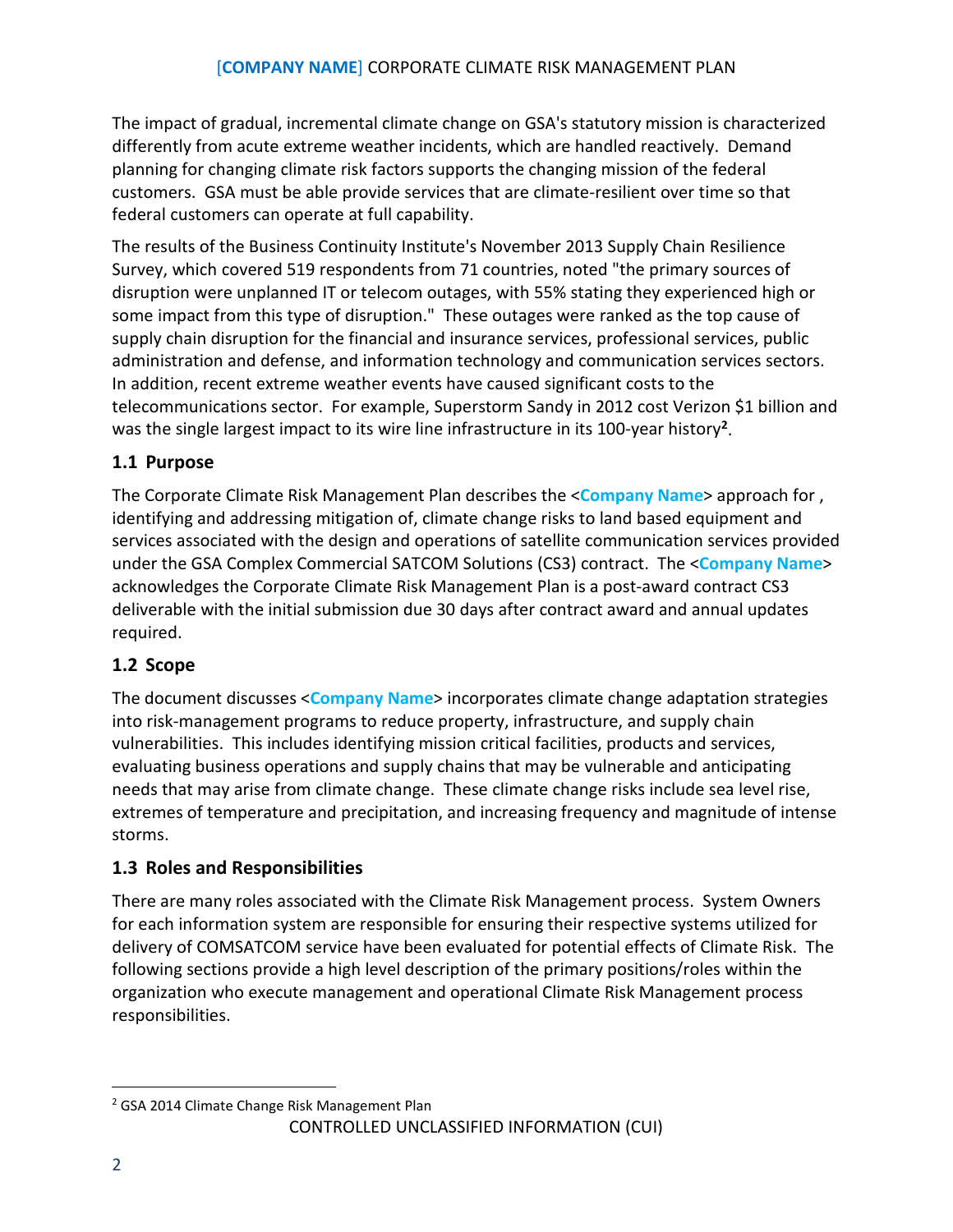The impact of gradual, incremental climate change on GSA's statutory mission is characterized differently from acute extreme weather incidents, which are handled reactively. Demand planning for changing climate risk factors supports the changing mission of the federal customers. GSA must be able provide services that are climate-resilient over time so that federal customers can operate at full capability.

The results of the Business Continuity Institute's November 2013 Supply Chain Resilience Survey, which covered 519 respondents from 71 countries, noted "the primary sources of disruption were unplanned IT or telecom outages, with 55% stating they experienced high or some impact from this type of disruption." These outages were ranked as the top cause of supply chain disruption for the financial and insurance services, professional services, public administration and defense, and information technology and communication services sectors. In addition, recent extreme weather events have caused significant costs to the telecommunications sector. For example, Superstorm Sandy in 2012 cost Verizon $1 billion and was the single largest impact to its wire line infrastructure in its 100-year history[2].

## 1.1 Purpose

The Corporate Climate Risk Management Plan describes the <**Company Name**> approach for , identifying and addressing mitigation of, climate change risks to land based equipment and services associated with the design and operations of satellite communication services provided under the GSA Complex Commercial SATCOM Solutions (CS3) contract. The <**Company Name**> acknowledges the Corporate Climate Risk Management Plan is a post-award contract CS3 deliverable with the initial submission due 30 days after contract award and annual updates required.

## 1.2 Scope

The document discusses <**Company Name**> incorporates climate change adaptation strategies into risk-management programs to reduce property, infrastructure, and supply chain vulnerabilities. This includes identifying mission critical facilities, products and services, evaluating business operations and supply chains that may be vulnerable and anticipating needs that may arise from climate change. These climate change risks include sea level rise, extremes of temperature and precipitation, and increasing frequency and magnitude of intense storms.

## 1.3 Roles and Responsibilities

There are many roles associated with the Climate Risk Management process. System Owners for each information system are responsible for ensuring their respective systems utilized for delivery of COMSATCOM service have been evaluated for potential effects of Climate Risk. The following sections provide a high level description of the primary positions/roles within the organization who execute management and operational Climate Risk Management process responsibilities.

---

[2] GSA 2014 Climate Change Risk Management Plan

CONTROLLED UNCLASSIFIED INFORMATION (CUI)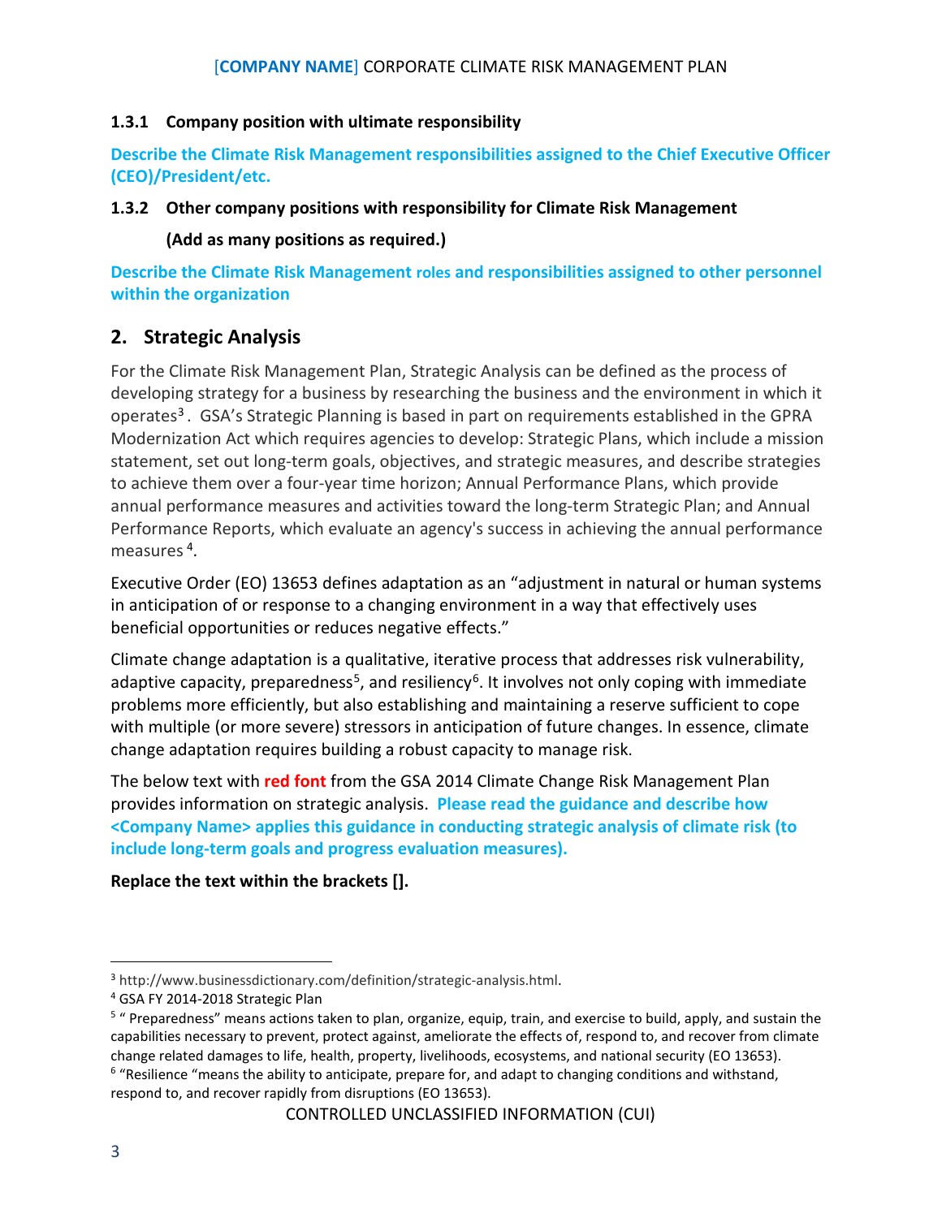#### 1.3.1 Company position with ultimate responsibility

**Describe the Climate Risk Management responsibilities assigned to the Chief Executive Officer (CEO)/President/etc.**

#### 1.3.2 Other company positions with responsibility for Climate Risk Management

**(Add as many positions as required.)**

**Describe the Climate Risk Management roles and responsibilities assigned to other personnel within the organization**

## 2. Strategic Analysis

For the Climate Risk Management Plan, Strategic Analysis can be defined as the process of developing strategy for a business by researching the business and the environment in which it operates[3]. GSA's Strategic Planning is based in part on requirements established in the GPRA Modernization Act which requires agencies to develop: Strategic Plans, which include a mission statement, set out long-term goals, objectives, and strategic measures, and describe strategies to achieve them over a four-year time horizon; Annual Performance Plans, which provide annual performance measures and activities toward the long-term Strategic Plan; and Annual Performance Reports, which evaluate an agency's success in achieving the annual performance measures[4].

Executive Order (EO) 13653 defines adaptation as an "adjustment in natural or human systems in anticipation of or response to a changing environment in a way that effectively uses beneficial opportunities or reduces negative effects."

Climate change adaptation is a qualitative, iterative process that addresses risk vulnerability, adaptive capacity, preparedness[5], and resiliency[6]. It involves not only coping with immediate problems more efficiently, but also establishing and maintaining a reserve sufficient to cope with multiple (or more severe) stressors in anticipation of future changes. In essence, climate change adaptation requires building a robust capacity to manage risk.

The below text with **red font** from the GSA 2014 Climate Change Risk Management Plan provides information on strategic analysis. **Please read the guidance and describe how <Company Name> applies this guidance in conducting strategic analysis of climate risk (to include long-term goals and progress evaluation measures).**

**Replace the text within the brackets [].**

---

[3] http://www.businessdictionary.com/definition/strategic-analysis.html.

[4] GSA FY 2014-2018 Strategic Plan

[5] " Preparedness" means actions taken to plan, organize, equip, train, and exercise to build, apply, and sustain the capabilities necessary to prevent, protect against, ameliorate the effects of, respond to, and recover from climate change related damages to life, health, property, livelihoods, ecosystems, and national security (EO 13653).

[6] "Resilience "means the ability to anticipate, prepare for, and adapt to changing conditions and withstand, respond to, and recover rapidly from disruptions (EO 13653).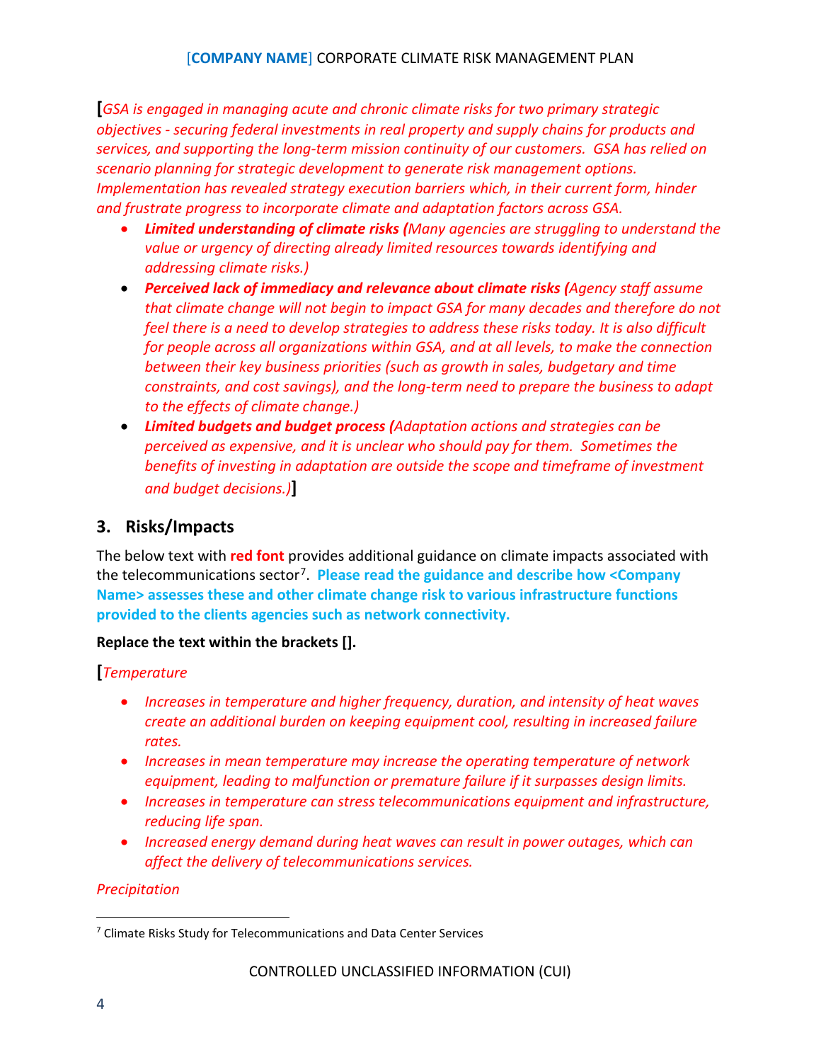[*GSA is engaged in managing acute and chronic climate risks for two primary strategic objectives - securing federal investments in real property and supply chains for products and services, and supporting the long-term mission continuity of our customers. GSA has relied on scenario planning for strategic development to generate risk management options. Implementation has revealed strategy execution barriers which, in their current form, hinder and frustrate progress to incorporate climate and adaptation factors across GSA.*

- ***Limited understanding of climate risks (****Many agencies are struggling to understand the value or urgency of directing already limited resources towards identifying and addressing climate risks.)*
- ***Perceived lack of immediacy and relevance about climate risks (****Agency staff assume that climate change will not begin to impact GSA for many decades and therefore do not feel there is a need to develop strategies to address these risks today. It is also difficult for people across all organizations within GSA, and at all levels, to make the connection between their key business priorities (such as growth in sales, budgetary and time constraints, and cost savings), and the long-term need to prepare the business to adapt to the effects of climate change.)*
- ***Limited budgets and budget process (****Adaptation actions and strategies can be perceived as expensive, and it is unclear who should pay for them. Sometimes the benefits of investing in adaptation are outside the scope and timeframe of investment and budget decisions.)*]

## 3. Risks/Impacts

The below text with **red font** provides additional guidance on climate impacts associated with the telecommunications sector[7]. **Please read the guidance and describe how <Company Name> assesses these and other climate change risk to various infrastructure functions provided to the clients agencies such as network connectivity.**

**Replace the text within the brackets [].**

[*Temperature*

- *Increases in temperature and higher frequency, duration, and intensity of heat waves create an additional burden on keeping equipment cool, resulting in increased failure rates.*
- *Increases in mean temperature may increase the operating temperature of network equipment, leading to malfunction or premature failure if it surpasses design limits.*
- *Increases in temperature can stress telecommunications equipment and infrastructure, reducing life span.*
- *Increased energy demand during heat waves can result in power outages, which can affect the delivery of telecommunications services.*

*Precipitation*

[7] Climate Risks Study for Telecommunications and Data Center Services

CONTROLLED UNCLASSIFIED INFORMATION (CUI)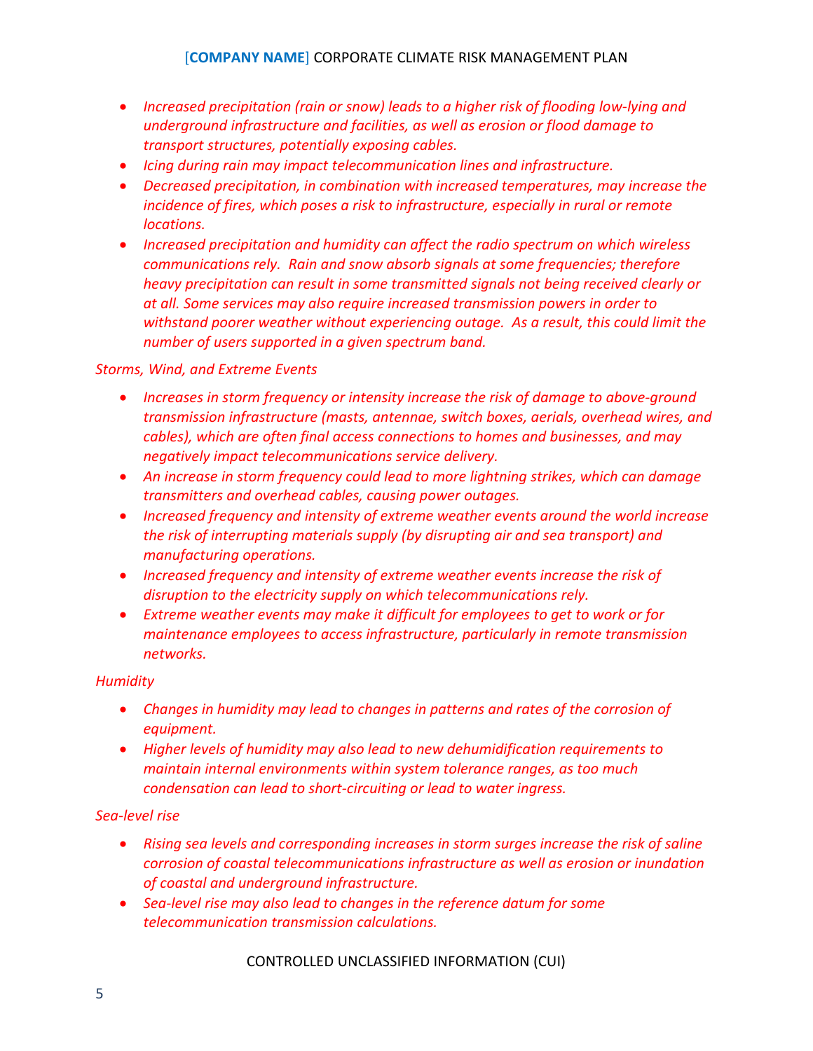- *Increased precipitation (rain or snow) leads to a higher risk of flooding low-lying and underground infrastructure and facilities, as well as erosion or flood damage to transport structures, potentially exposing cables.*
- *Icing during rain may impact telecommunication lines and infrastructure.*
- *Decreased precipitation, in combination with increased temperatures, may increase the incidence of fires, which poses a risk to infrastructure, especially in rural or remote locations.*
- *Increased precipitation and humidity can affect the radio spectrum on which wireless communications rely. Rain and snow absorb signals at some frequencies; therefore heavy precipitation can result in some transmitted signals not being received clearly or at all. Some services may also require increased transmission powers in order to withstand poorer weather without experiencing outage. As a result, this could limit the number of users supported in a given spectrum band.*

*Storms, Wind, and Extreme Events*

- *Increases in storm frequency or intensity increase the risk of damage to above-ground transmission infrastructure (masts, antennae, switch boxes, aerials, overhead wires, and cables), which are often final access connections to homes and businesses, and may negatively impact telecommunications service delivery.*
- *An increase in storm frequency could lead to more lightning strikes, which can damage transmitters and overhead cables, causing power outages.*
- *Increased frequency and intensity of extreme weather events around the world increase the risk of interrupting materials supply (by disrupting air and sea transport) and manufacturing operations.*
- *Increased frequency and intensity of extreme weather events increase the risk of disruption to the electricity supply on which telecommunications rely.*
- *Extreme weather events may make it difficult for employees to get to work or for maintenance employees to access infrastructure, particularly in remote transmission networks.*

*Humidity*

- *Changes in humidity may lead to changes in patterns and rates of the corrosion of equipment.*
- *Higher levels of humidity may also lead to new dehumidification requirements to maintain internal environments within system tolerance ranges, as too much condensation can lead to short-circuiting or lead to water ingress.*

*Sea-level rise*

- *Rising sea levels and corresponding increases in storm surges increase the risk of saline corrosion of coastal telecommunications infrastructure as well as erosion or inundation of coastal and underground infrastructure.*
- *Sea-level rise may also lead to changes in the reference datum for some telecommunication transmission calculations.*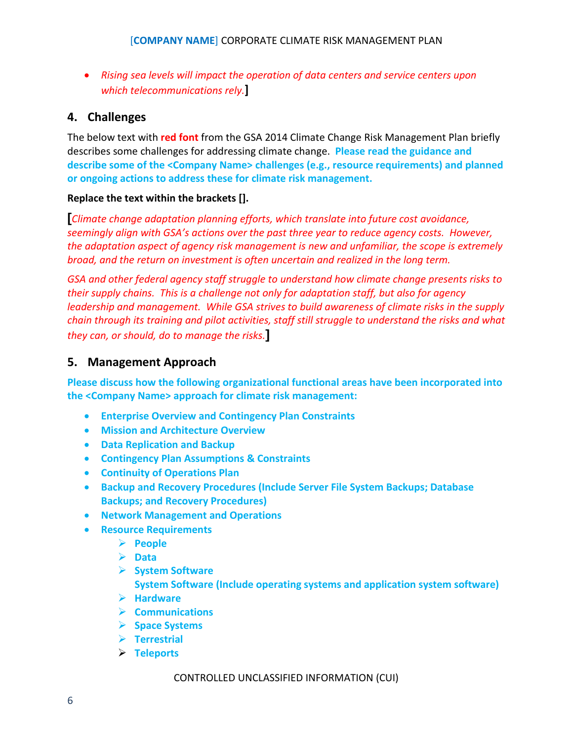- *Rising sea levels will impact the operation of data centers and service centers upon which telecommunications rely.*]

## 4. Challenges

The below text with **red font** from the GSA 2014 Climate Change Risk Management Plan briefly describes some challenges for addressing climate change. **Please read the guidance and describe some of the <Company Name> challenges (e.g., resource requirements) and planned or ongoing actions to address these for climate risk management.**

**Replace the text within the brackets [].**

[*Climate change adaptation planning efforts, which translate into future cost avoidance, seemingly align with GSA's actions over the past three year to reduce agency costs. However, the adaptation aspect of agency risk management is new and unfamiliar, the scope is extremely broad, and the return on investment is often uncertain and realized in the long term.*

*GSA and other federal agency staff struggle to understand how climate change presents risks to their supply chains. This is a challenge not only for adaptation staff, but also for agency leadership and management. While GSA strives to build awareness of climate risks in the supply chain through its training and pilot activities, staff still struggle to understand the risks and what they can, or should, do to manage the risks.*]

## 5. Management Approach

**Please discuss how the following organizational functional areas have been incorporated into the <Company Name> approach for climate risk management:**

- **Enterprise Overview and Contingency Plan Constraints**
- **Mission and Architecture Overview**
- **Data Replication and Backup**
- **Contingency Plan Assumptions & Constraints**
- **Continuity of Operations Plan**
- **Backup and Recovery Procedures (Include Server File System Backups; Database Backups; and Recovery Procedures)**
- **Network Management and Operations**
- **Resource Requirements**
  - **People**
  - **Data**
  - **System Software**
    **System Software (Include operating systems and application system software)**
  - **Hardware**
  - **Communications**
  - **Space Systems**
  - **Terrestrial**
  - **Teleports**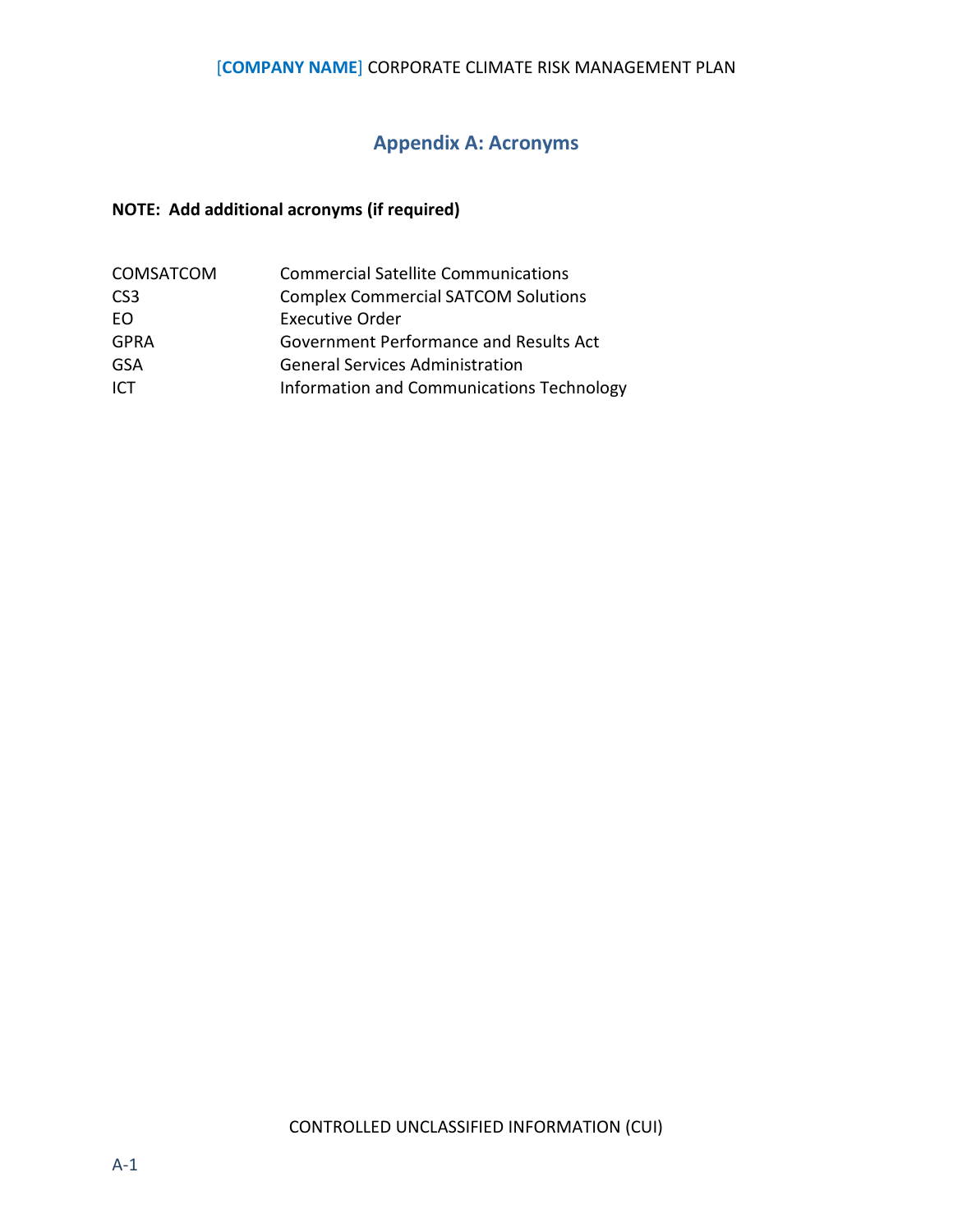# Appendix A: Acronyms

**NOTE: Add additional acronyms (if required)**

| | |
|---|---|
| COMSATCOM | Commercial Satellite Communications |
| CS3 | Complex Commercial SATCOM Solutions |
| EO | Executive Order |
| GPRA | Government Performance and Results Act |
| GSA | General Services Administration |
| ICT | Information and Communications Technology |

CONTROLLED UNCLASSIFIED INFORMATION (CUI)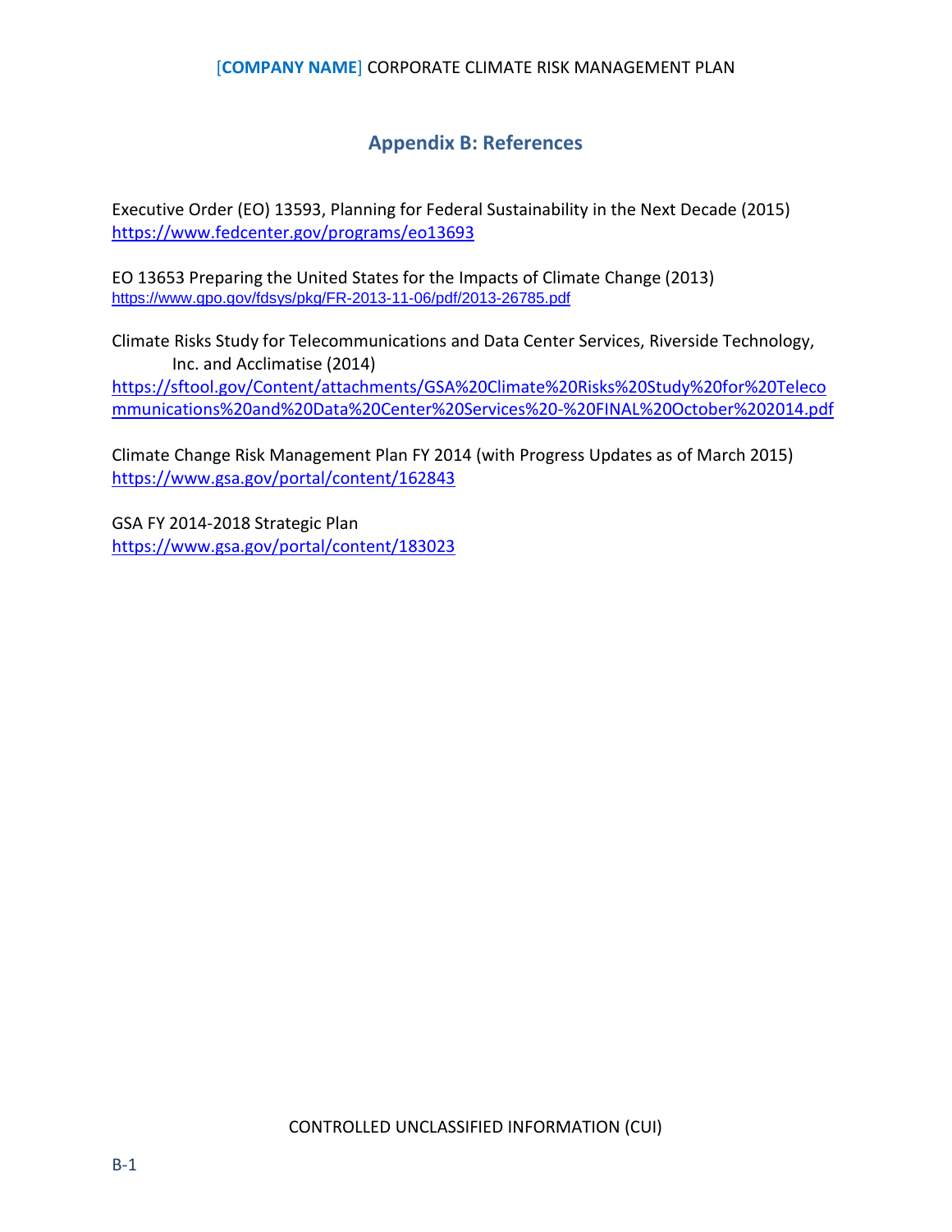## Appendix B: References

Executive Order (EO) 13593, Planning for Federal Sustainability in the Next Decade (2015)
https://www.fedcenter.gov/programs/eo13693

EO 13653 Preparing the United States for the Impacts of Climate Change (2013)
https://www.gpo.gov/fdsys/pkg/FR-2013-11-06/pdf/2013-26785.pdf

Climate Risks Study for Telecommunications and Data Center Services, Riverside Technology, Inc. and Acclimatise (2014)
https://sftool.gov/Content/attachments/GSA%20Climate%20Risks%20Study%20for%20Telecommunications%20and%20Data%20Center%20Services%20-%20FINAL%20October%202014.pdf

Climate Change Risk Management Plan FY 2014 (with Progress Updates as of March 2015)
https://www.gsa.gov/portal/content/162843

GSA FY 2014-2018 Strategic Plan
https://www.gsa.gov/portal/content/183023

CONTROLLED UNCLASSIFIED INFORMATION (CUI)